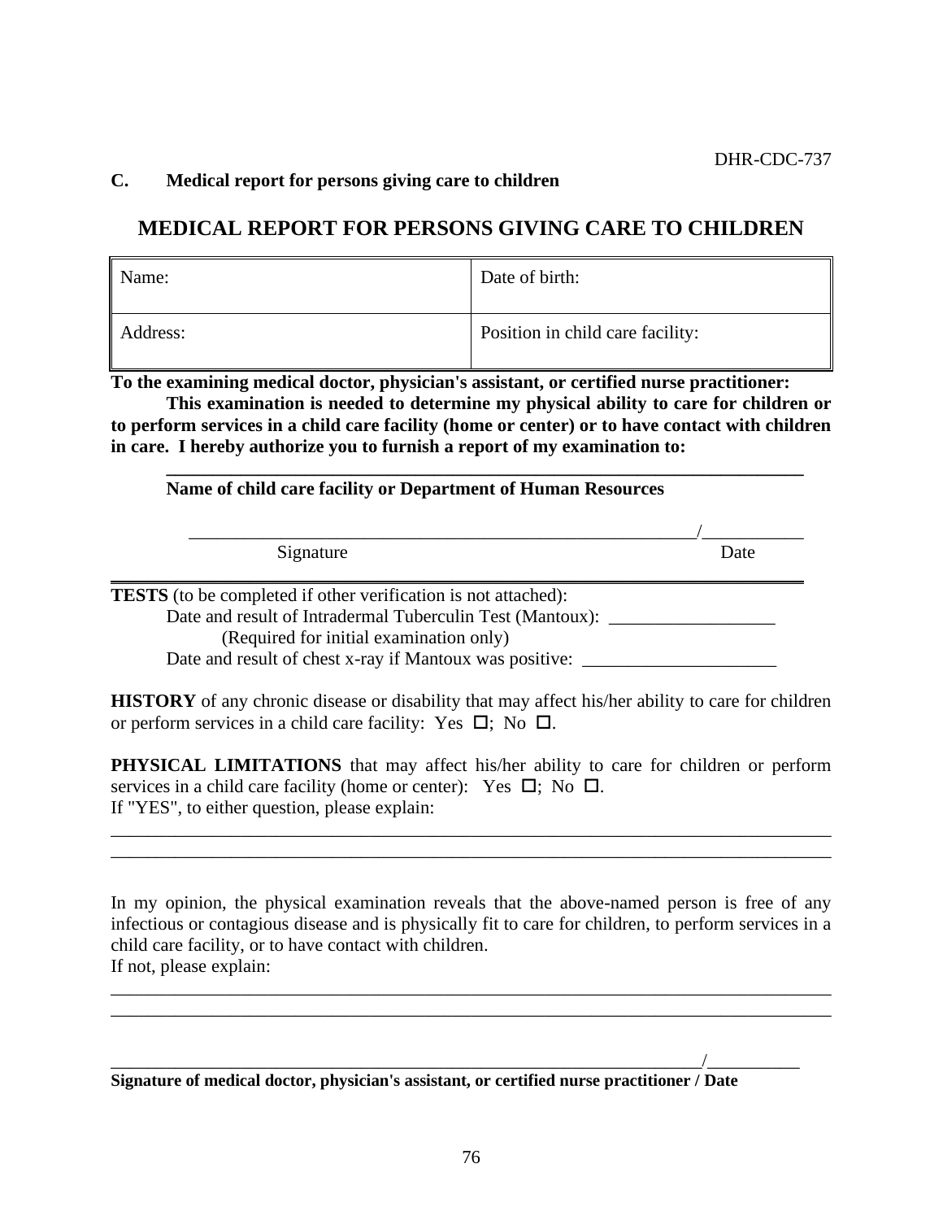DHR-CDC-737

**C. Medical report for persons giving care to children**

# MEDICAL REPORT FOR PERSONS GIVING CARE TO CHILDREN

| Name: | Date of birth: |
|---|---|
| Address: | Position in child care facility: |

**To the examining medical doctor, physician's assistant, or certified nurse practitioner:**

**This examination is needed to determine my physical ability to care for children or to perform services in a child care facility (home or center) or to have contact with children in care. I hereby authorize you to furnish a report of my examination to:**

______________________________________________________________________

**Name of child care facility or Department of Human Resources**

___________________________________________________________/___________

Signature Date

**TESTS** (to be completed if other verification is not attached):

Date and result of Intradermal Tuberculin Test (Mantoux): __________________

(Required for initial examination only)

Date and result of chest x-ray if Mantoux was positive: _____________________

**HISTORY** of any chronic disease or disability that may affect his/her ability to care for children or perform services in a child care facility: Yes ☐; No ☐.

**PHYSICAL LIMITATIONS** that may affect his/her ability to care for children or perform services in a child care facility (home or center): Yes ☐; No ☐.

If "YES", to either question, please explain:

________________________________________________________________________________

________________________________________________________________________________

In my opinion, the physical examination reveals that the above-named person is free of any infectious or contagious disease and is physically fit to care for children, to perform services in a child care facility, or to have contact with children.

If not, please explain:

________________________________________________________________________________

________________________________________________________________________________

______________________________________________________________________/__________

**Signature of medical doctor, physician's assistant, or certified nurse practitioner / Date**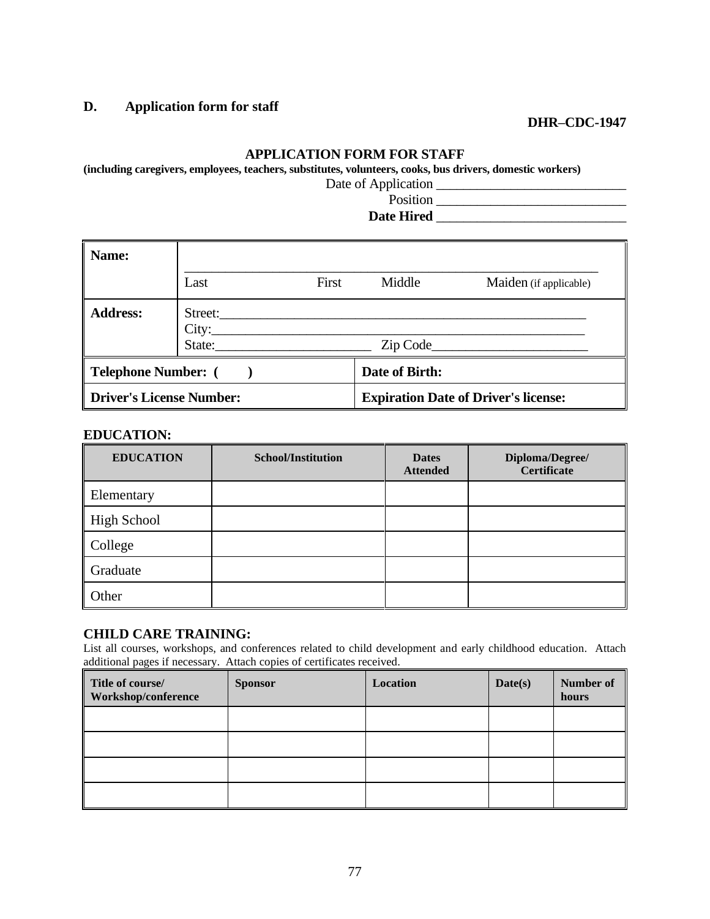**D. Application form for staff**

**DHR–CDC-1947**

**APPLICATION FORM FOR STAFF**

**(including caregivers, employees, teachers, substitutes, volunteers, cooks, bus drivers, domestic workers)**

Date of Application ____________________________

Position ____________________________

**Date Hired** ____________________________

| **Name:** | ____________________________________________ Last First Middle Maiden (if applicable) |
|---|---|
| **Address:** | Street:________________________________ City:________________________________ State:______________ Zip Code______________ |

| **Telephone Number: (    )** | **Date of Birth:** |
|---|---|
| **Driver's License Number:** | **Expiration Date of Driver's license:** |

**EDUCATION:**

| EDUCATION | School/Institution | Dates Attended | Diploma/Degree/ Certificate |
|---|---|---|---|
| Elementary | | | |
| High School | | | |
| College | | | |
| Graduate | | | |
| Other | | | |

**CHILD CARE TRAINING:**

List all courses, workshops, and conferences related to child development and early childhood education. Attach additional pages if necessary. Attach copies of certificates received.

| Title of course/ Workshop/conference | Sponsor | Location | Date(s) | Number of hours |
|---|---|---|---|---|
| | | | | |
| | | | | |
| | | | | |
| | | | | |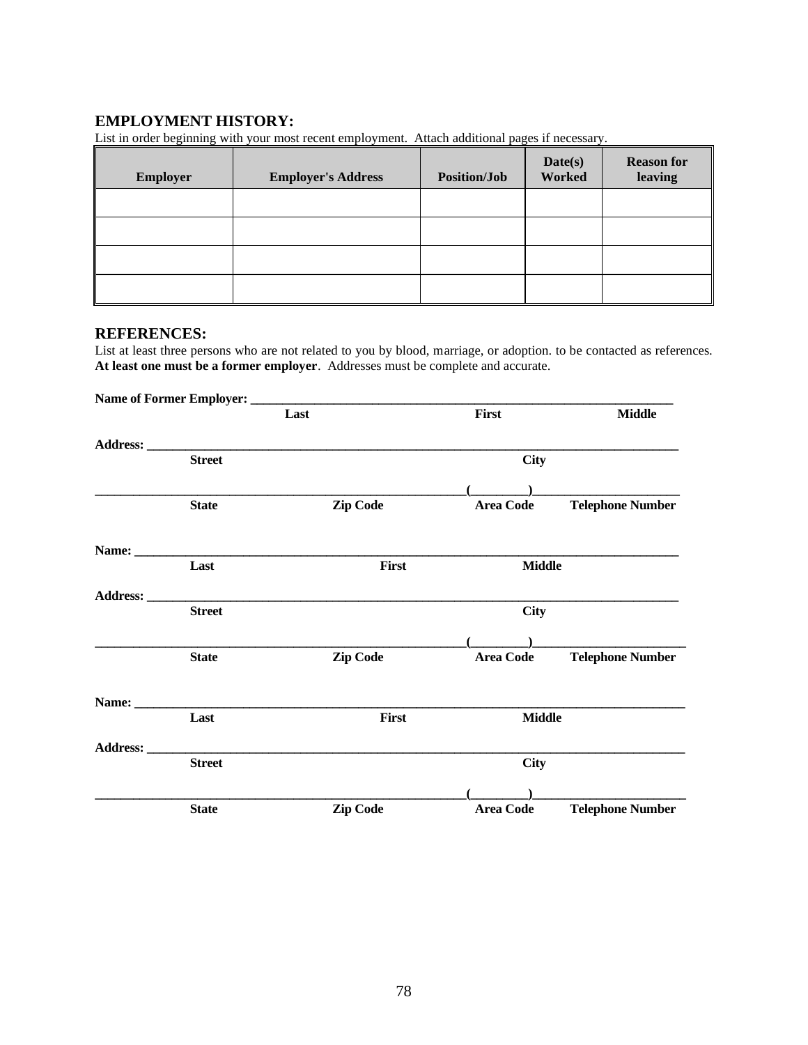## EMPLOYMENT HISTORY:

List in order beginning with your most recent employment. Attach additional pages if necessary.

| Employer | Employer's Address | Position/Job | Date(s) Worked | Reason for leaving |
|---|---|---|---|---|
| | | | | |
| | | | | |
| | | | | |
| | | | | |

## REFERENCES:

List at least three persons who are not related to you by blood, marriage, or adoption. to be contacted as references. **At least one must be a former employer**. Addresses must be complete and accurate.

**Name of Former Employer:** ______________________________________________

**Last** **First** **Middle**

**Address:** ______________________________________________

**Street** **City**

______________________________ (________) ______________________

**State** **Zip Code** **Area Code** **Telephone Number**

**Name:** ______________________________________________

**Last** **First** **Middle**

**Address:** ______________________________________________

**Street** **City**

______________________________ (________) ______________________

**State** **Zip Code** **Area Code** **Telephone Number**

**Name:** ______________________________________________

**Last** **First** **Middle**

**Address:** ______________________________________________

**Street** **City**

______________________________ (________) ______________________

**State** **Zip Code** **Area Code** **Telephone Number**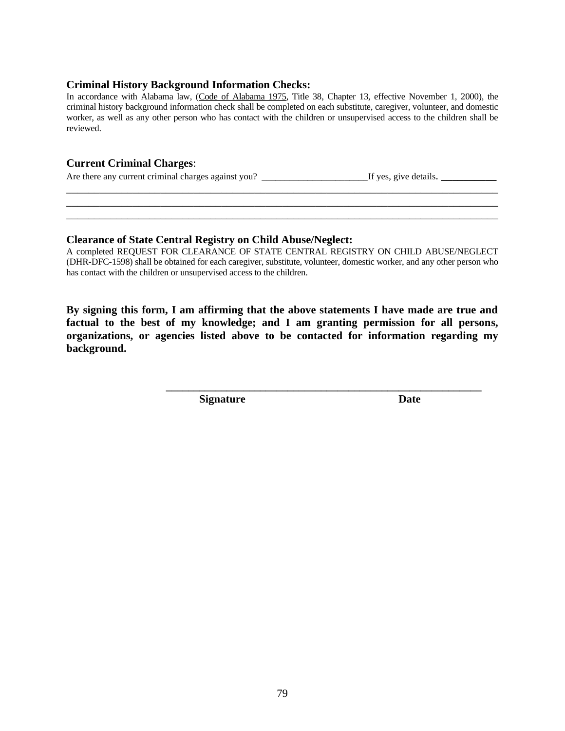**Criminal History Background Information Checks:**

In accordance with Alabama law, (Code of Alabama 1975, Title 38, Chapter 13, effective November 1, 2000), the criminal history background information check shall be completed on each substitute, caregiver, volunteer, and domestic worker, as well as any other person who has contact with the children or unsupervised access to the children shall be reviewed.

**Current Criminal Charges**:

Are there any current criminal charges against you? ______________________If yes, give details. ___________

________________________________________________________________________________________

________________________________________________________________________________________

________________________________________________________________________________________

**Clearance of State Central Registry on Child Abuse/Neglect:**

A completed REQUEST FOR CLEARANCE OF STATE CENTRAL REGISTRY ON CHILD ABUSE/NEGLECT (DHR-DFC-1598) shall be obtained for each caregiver, substitute, volunteer, domestic worker, and any other person who has contact with the children or unsupervised access to the children.

**By signing this form, I am affirming that the above statements I have made are true and factual to the best of my knowledge; and I am granting permission for all persons, organizations, or agencies listed above to be contacted for information regarding my background.**

____________________________________________________________

**Signature** **Date**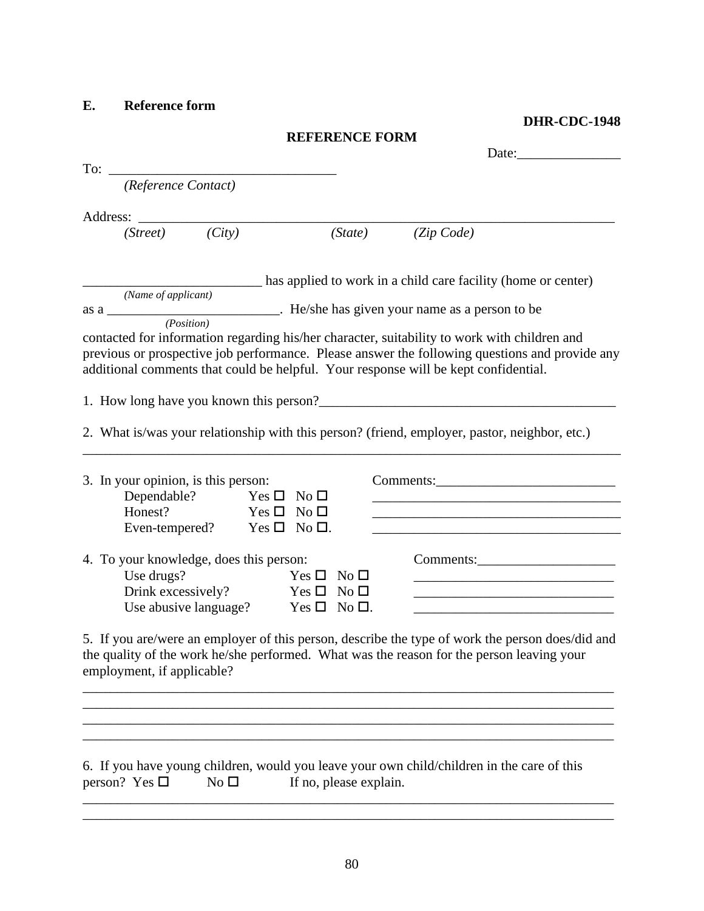**E. Reference form**

**DHR-CDC-1948**

**REFERENCE FORM**

Date:_______________

To: _________________________________
*(Reference Contact)*

Address: _______________________________________________________________________
*(Street)* *(City)* *(State)* *(Zip Code)*

__________________________ has applied to work in a child care facility (home or center)
*(Name of applicant)*

as a _________________________. He/she has given your name as a person to be
*(Position)*

contacted for information regarding his/her character, suitability to work with children and previous or prospective job performance. Please answer the following questions and provide any additional comments that could be helpful. Your response will be kept confidential.

1. How long have you known this person?____________________________________________

2. What is/was your relationship with this person? (friend, employer, pastor, neighbor, etc.)
________________________________________________________________________________

3. In your opinion, is this person: Comments:__________________________

| | | | |
|---|---|---|---|
| Dependable? | Yes ☐ | No ☐ | ____________________________________ |
| Honest? | Yes ☐ | No ☐ | ____________________________________ |
| Even-tempered? | Yes ☐ | No ☐. | ____________________________________ |

4. To your knowledge, does this person: Comments:____________________

| | | | |
|---|---|---|---|
| Use drugs? | Yes ☐ | No ☐ | ______________________________ |
| Drink excessively? | Yes ☐ | No ☐ | ______________________________ |
| Use abusive language? | Yes ☐ | No ☐. | ______________________________ |

5. If you are/were an employer of this person, describe the type of work the person does/did and the quality of the work he/she performed. What was the reason for the person leaving your employment, if applicable?

_______________________________________________________________________________
_______________________________________________________________________________
_______________________________________________________________________________
_______________________________________________________________________________

6. If you have young children, would you leave your own child/children in the care of this person? Yes ☐ No ☐ If no, please explain.

_______________________________________________________________________________
_______________________________________________________________________________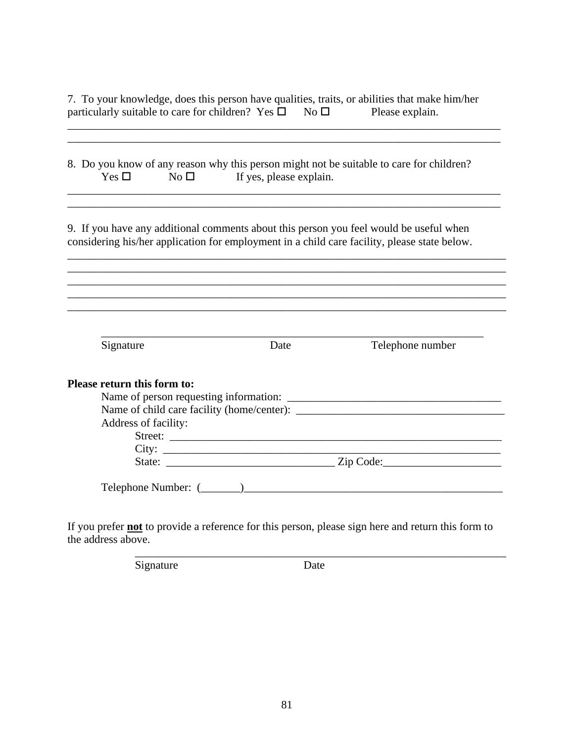7. To your knowledge, does this person have qualities, traits, or abilities that make him/her particularly suitable to care for children? Yes ☐ No ☐ Please explain.

_______________________________________________________________________________
_______________________________________________________________________________

8. Do you know of any reason why this person might not be suitable to care for children?
Yes ☐ No ☐ If yes, please explain.

_______________________________________________________________________________
_______________________________________________________________________________

9. If you have any additional comments about this person you feel would be useful when considering his/her application for employment in a child care facility, please state below.

_______________________________________________________________________________
_______________________________________________________________________________
_______________________________________________________________________________
_______________________________________________________________________________
_______________________________________________________________________________

_______________________________________________________________________
Signature Date Telephone number

**Please return this form to:**

Name of person requesting information: ______________________________________

Name of child care facility (home/center): ____________________________________

Address of facility:

Street: _____________________________________________________________

City: _______________________________________________________________

State: ______________________________ Zip Code:_____________________

Telephone Number: (_______)_______________________________________________

If you prefer **<u>not</u>** to provide a reference for this person, please sign here and return this form to the address above.

_____________________________________________________________________
Signature Date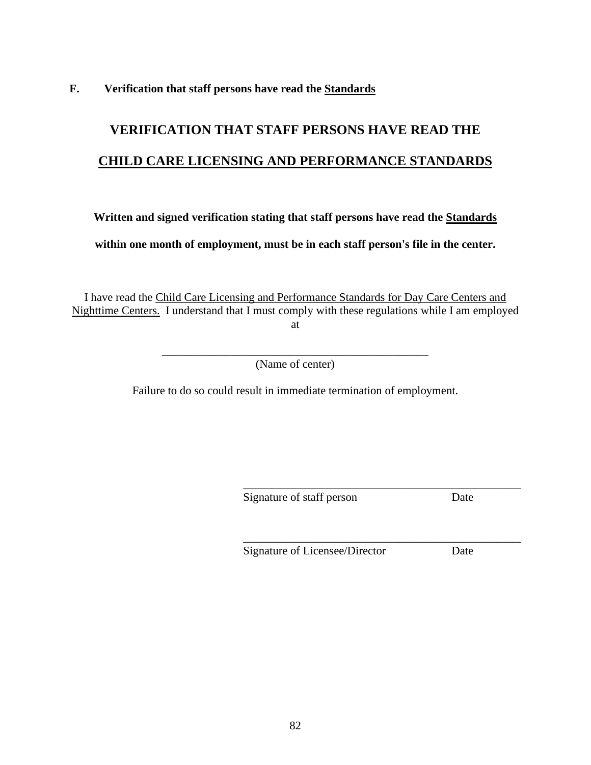**F. Verification that staff persons have read the <u>Standards</u>**

## VERIFICATION THAT STAFF PERSONS HAVE READ THE

## <u>CHILD CARE LICENSING AND PERFORMANCE STANDARDS</u>

**Written and signed verification stating that staff persons have read the <u>Standards</u> within one month of employment, must be in each staff person's file in the center.**

I have read the <u>Child Care Licensing and Performance Standards for Day Care Centers and Nighttime Centers.</u> I understand that I must comply with these regulations while I am employed at

\_\_\_\_\_\_\_\_\_\_\_\_\_\_\_\_\_\_\_\_\_\_\_\_\_\_\_\_\_\_\_\_\_\_\_\_\_\_\_\_\_\_\_\_\_\_
(Name of center)

Failure to do so could result in immediate termination of employment.

\_\_\_\_\_\_\_\_\_\_\_\_\_\_\_\_\_\_\_\_\_\_\_\_\_\_\_\_\_\_\_\_\_\_\_\_\_\_\_\_\_\_\_\_\_\_
Signature of staff person Date

\_\_\_\_\_\_\_\_\_\_\_\_\_\_\_\_\_\_\_\_\_\_\_\_\_\_\_\_\_\_\_\_\_\_\_\_\_\_\_\_\_\_\_\_\_\_
Signature of Licensee/Director Date